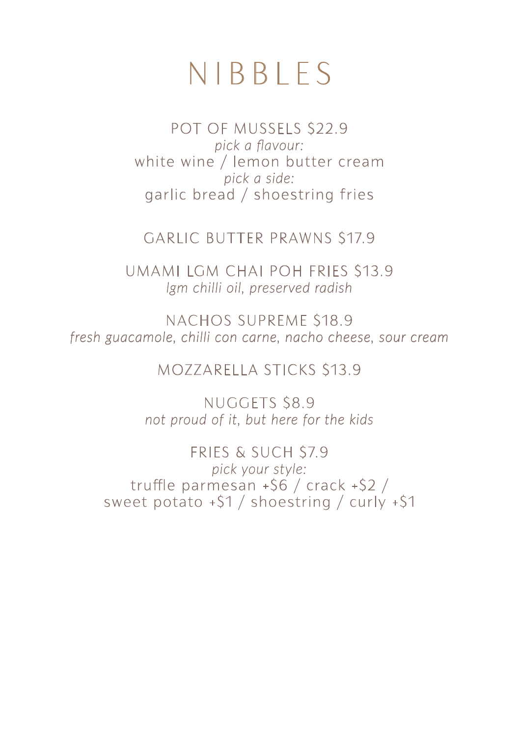# NIBBLES

POT OF MUSSELS $22.9
*pick a flavour:*
white wine / lemon butter cream
*pick a side:*
garlic bread / shoestring fries

GARLIC BUTTER PRAWNS $17.9

UMAMI LGM CHAI POH FRIES $13.9
*lgm chilli oil, preserved radish*

NACHOS SUPREME $18.9
*fresh guacamole, chilli con carne, nacho cheese, sour cream*

MOZZARELLA STICKS $13.9

NUGGETS $8.9
*not proud of it, but here for the kids*

FRIES & SUCH $7.9
*pick your style:*
truffle parmesan +$6 / crack +$2 /
sweet potato +$1 / shoestring / curly +$1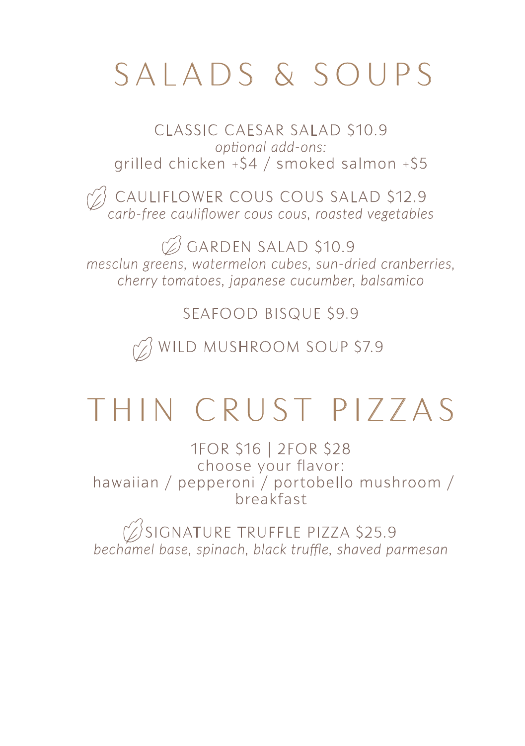# SALADS & SOUPS

CLASSIC CAESAR SALAD $10.9
*optional add-ons:*
grilled chicken +$4 / smoked salmon +$5

CAULIFLOWER COUS COUS SALAD $12.9
*carb-free cauliflower cous cous, roasted vegetables*

GARDEN SALAD $10.9
*mesclun greens, watermelon cubes, sun-dried cranberries, cherry tomatoes, japanese cucumber, balsamico*

SEAFOOD BISQUE $9.9

WILD MUSHROOM SOUP $7.9

# THIN CRUST PIZZAS

1FOR $16 | 2FOR $28
choose your flavor:
hawaiian / pepperoni / portobello mushroom / breakfast

SIGNATURE TRUFFLE PIZZA $25.9
*bechamel base, spinach, black truffle, shaved parmesan*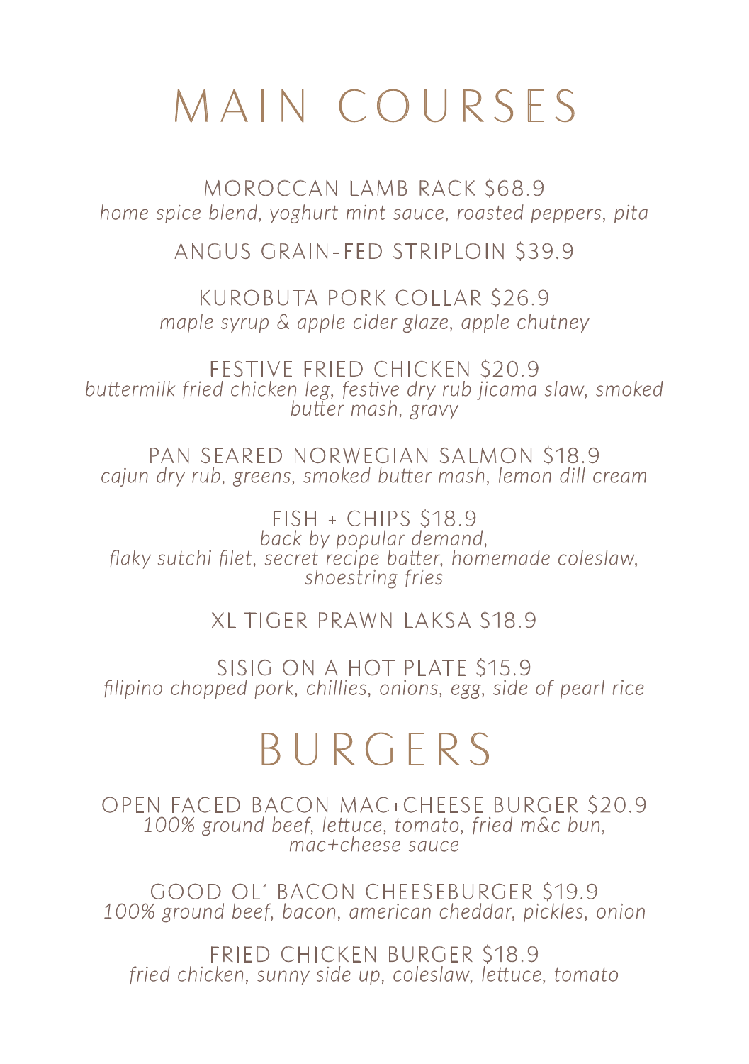# MAIN COURSES

MOROCCAN LAMB RACK $68.9
*home spice blend, yoghurt mint sauce, roasted peppers, pita*

ANGUS GRAIN-FED STRIPLOIN $39.9

KUROBUTA PORK COLLAR $26.9
*maple syrup & apple cider glaze, apple chutney*

FESTIVE FRIED CHICKEN $20.9
*buttermilk fried chicken leg, festive dry rub jicama slaw, smoked butter mash, gravy*

PAN SEARED NORWEGIAN SALMON $18.9
*cajun dry rub, greens, smoked butter mash, lemon dill cream*

FISH + CHIPS $18.9
*back by popular demand,*
*flaky sutchi filet, secret recipe batter, homemade coleslaw, shoestring fries*

XL TIGER PRAWN LAKSA $18.9

SISIG ON A HOT PLATE $15.9
*filipino chopped pork, chillies, onions, egg, side of pearl rice*

# BURGERS

OPEN FACED BACON MAC+CHEESE BURGER $20.9
*100% ground beef, lettuce, tomato, fried m&c bun, mac+cheese sauce*

GOOD OL' BACON CHEESEBURGER $19.9
*100% ground beef, bacon, american cheddar, pickles, onion*

FRIED CHICKEN BURGER $18.9
*fried chicken, sunny side up, coleslaw, lettuce, tomato*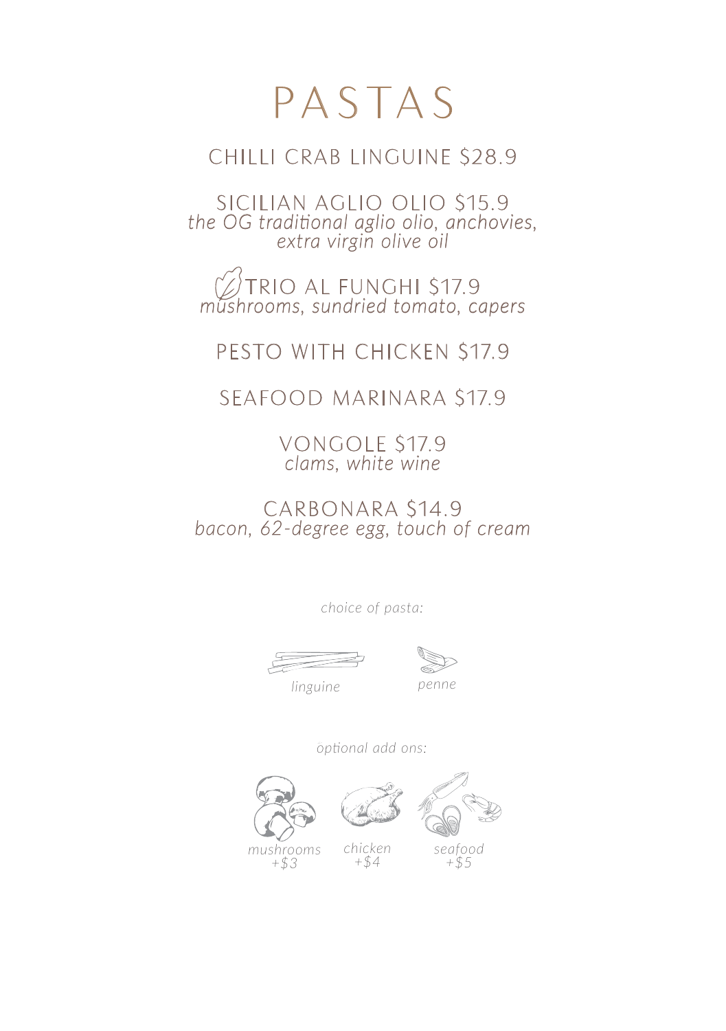# PASTAS

## CHILLI CRAB LINGUINE $28.9

## SICILIAN AGLIO OLIO $15.9

*the OG traditional aglio olio, anchovies, extra virgin olive oil*

## TRIO AL FUNGHI $17.9

*mushrooms, sundried tomato, capers*

## PESTO WITH CHICKEN $17.9

## SEAFOOD MARINARA $17.9

## VONGOLE $17.9

*clams, white wine*

## CARBONARA $14.9

*bacon, 62-degree egg, touch of cream*

*choice of pasta:*

*linguine* *penne*

*optional add ons:*

*mushrooms +$3* *chicken +$4* *seafood +$5*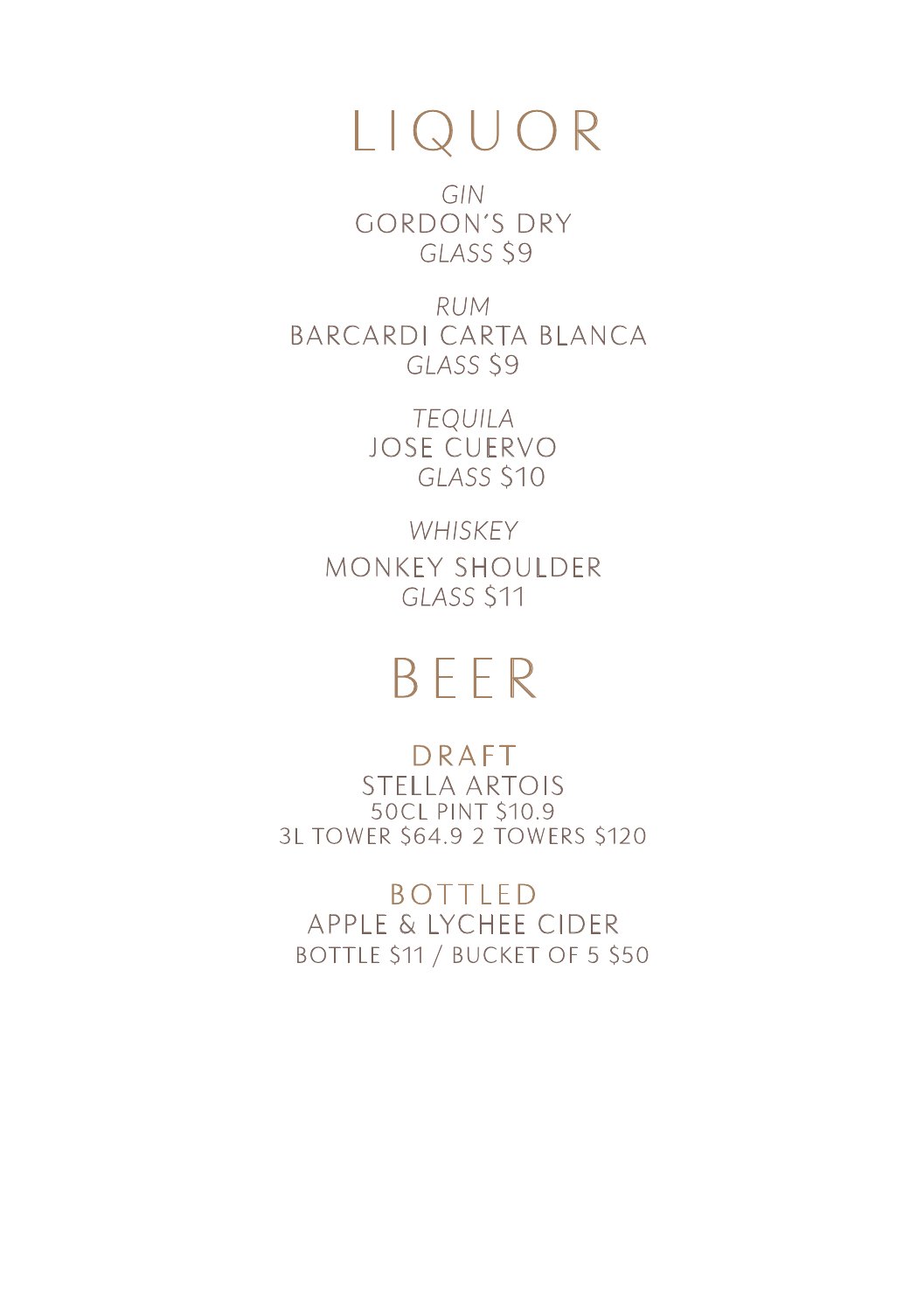# LIQUOR

*GIN*

GORDON'S DRY

*GLASS* $9

*RUM*

BARCARDI CARTA BLANCA

*GLASS* $9

*TEQUILA*

JOSE CUERVO

*GLASS* $10

*WHISKEY*

MONKEY SHOULDER

*GLASS* $11

# BEER

## DRAFT

STELLA ARTOIS

50CL PINT $10.9

3L TOWER $64.9 2 TOWERS $120

## BOTTLED

APPLE & LYCHEE CIDER

BOTTLE $11 / BUCKET OF 5 $50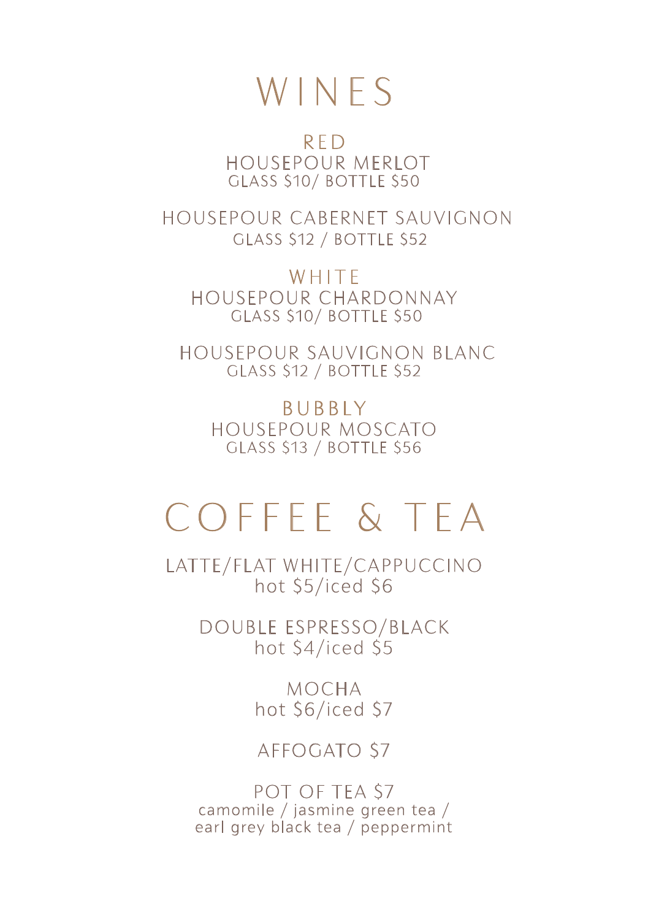# WINES

## RED

HOUSEPOUR MERLOT
GLASS $10/ BOTTLE $50

HOUSEPOUR CABERNET SAUVIGNON
GLASS $12 / BOTTLE $52

## WHITE

HOUSEPOUR CHARDONNAY
GLASS $10/ BOTTLE $50

HOUSEPOUR SAUVIGNON BLANC
GLASS $12 / BOTTLE $52

## BUBBLY

HOUSEPOUR MOSCATO
GLASS $13 / BOTTLE $56

# COFFEE & TEA

LATTE/FLAT WHITE/CAPPUCCINO
hot $5/iced $6

DOUBLE ESPRESSO/BLACK
hot $4/iced $5

MOCHA
hot $6/iced $7

AFFOGATO $7

POT OF TEA $7
camomile / jasmine green tea / earl grey black tea / peppermint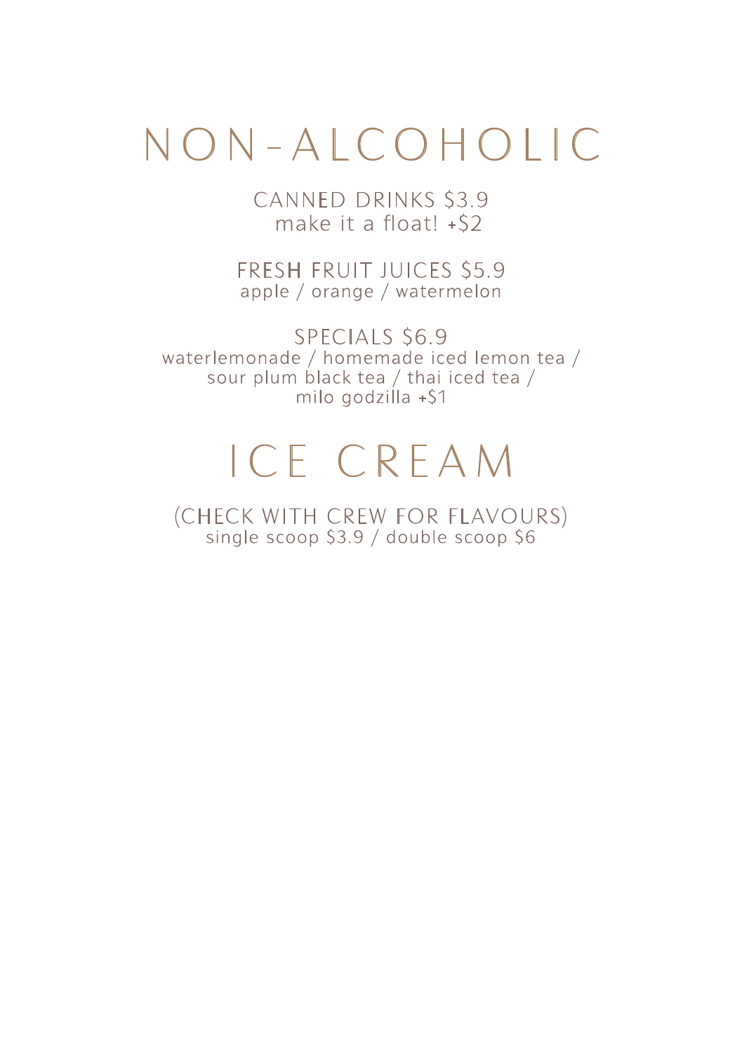# NON-ALCOHOLIC

CANNED DRINKS $3.9
make it a float! +$2

FRESH FRUIT JUICES $5.9
apple / orange / watermelon

SPECIALS $6.9
waterlemonade / homemade iced lemon tea / sour plum black tea / thai iced tea / milo godzilla +$1

# ICE CREAM

(CHECK WITH CREW FOR FLAVOURS)
single scoop $3.9 / double scoop $6